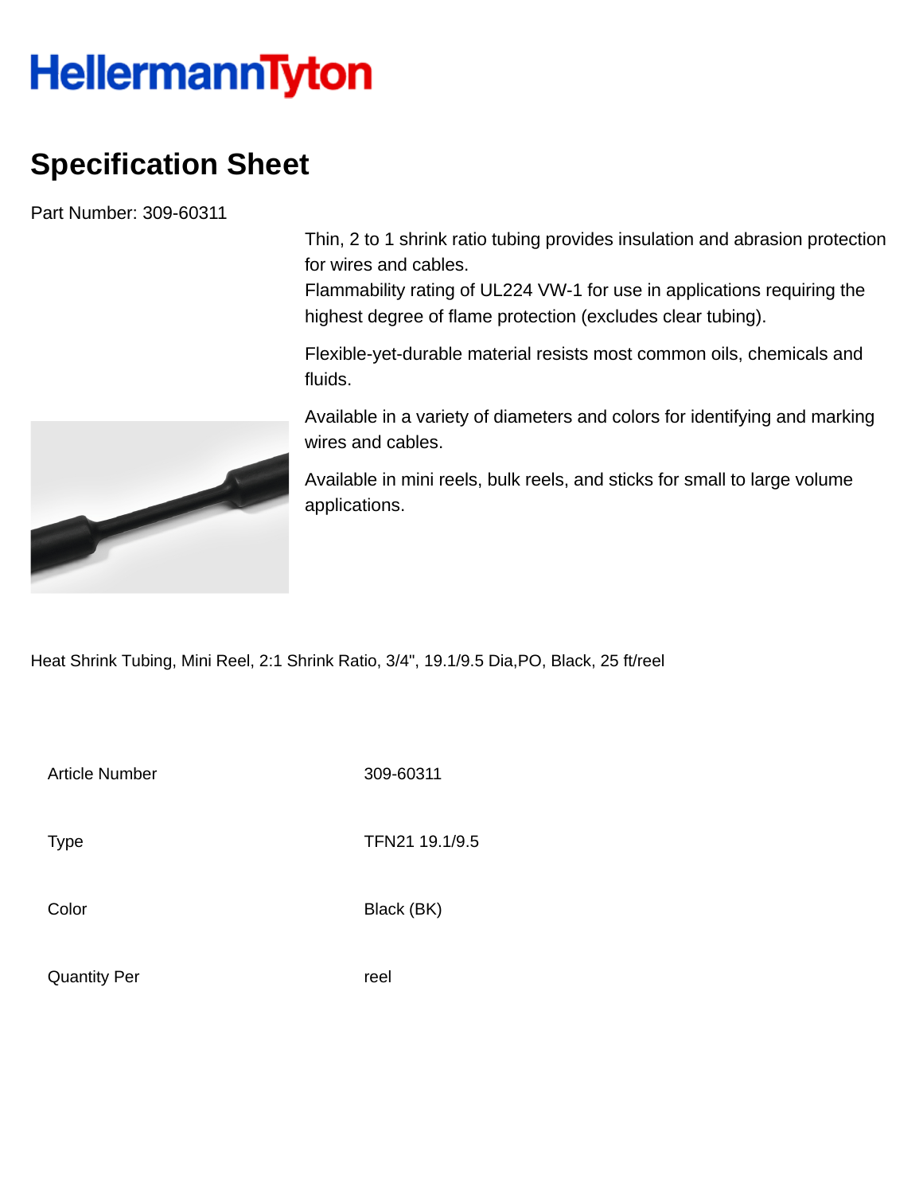HellermannTyton

# Specification Sheet

Part Number: 309-60311

Thin, 2 to 1 shrink ratio tubing provides insulation and abrasion protection for wires and cables.
Flammability rating of UL224 VW-1 for use in applications requiring the highest degree of flame protection (excludes clear tubing).

Flexible-yet-durable material resists most common oils, chemicals and fluids.

Available in a variety of diameters and colors for identifying and marking wires and cables.

Available in mini reels, bulk reels, and sticks for small to large volume applications.

Heat Shrink Tubing, Mini Reel, 2:1 Shrink Ratio, 3/4", 19.1/9.5 Dia,PO, Black, 25 ft/reel

| | |
|---|---|
| Article Number | 309-60311 |
| Type | TFN21 19.1/9.5 |
| Color | Black (BK) |
| Quantity Per | reel |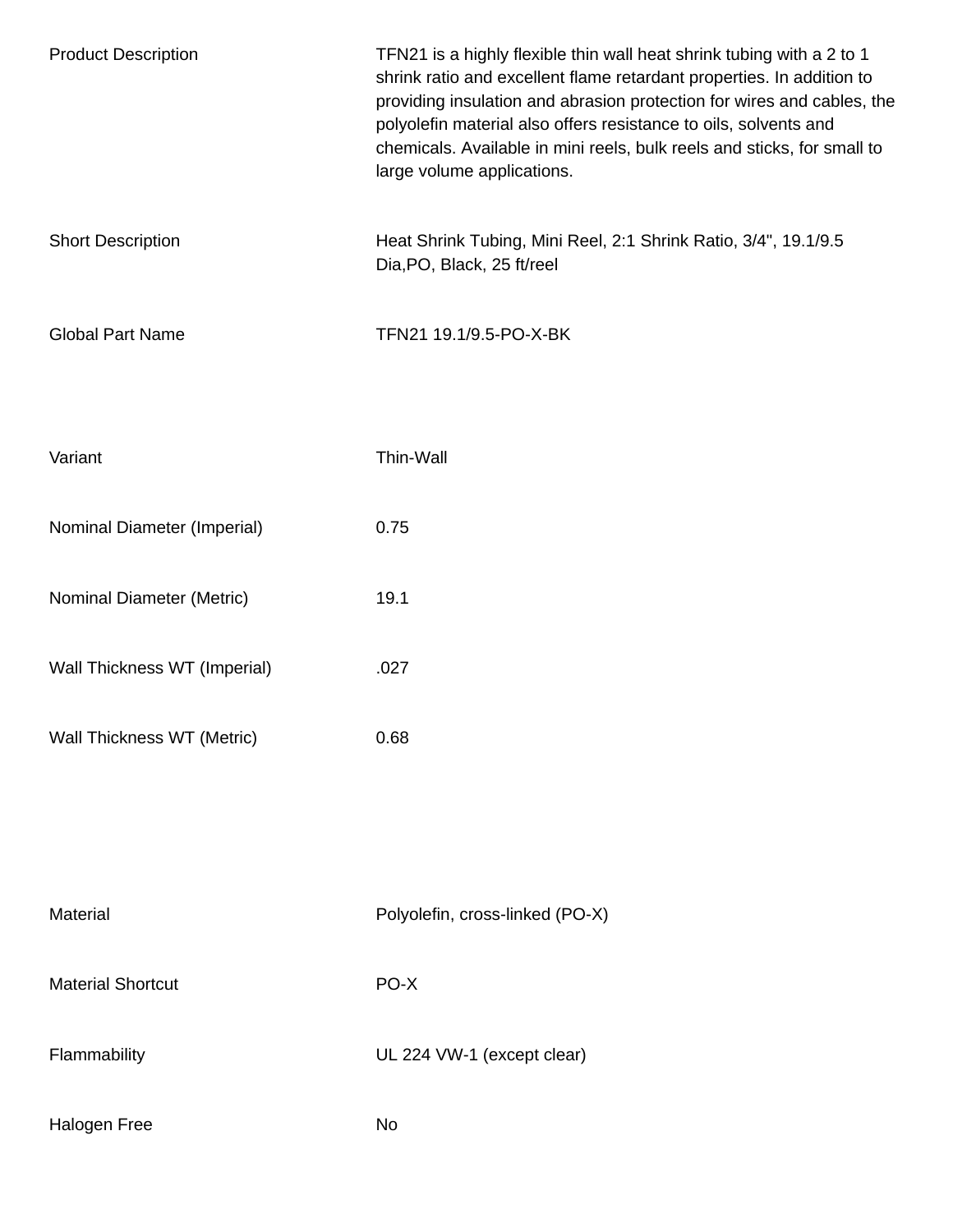| | |
|---|---|
| Product Description | TFN21 is a highly flexible thin wall heat shrink tubing with a 2 to 1 shrink ratio and excellent flame retardant properties. In addition to providing insulation and abrasion protection for wires and cables, the polyolefin material also offers resistance to oils, solvents and chemicals. Available in mini reels, bulk reels and sticks, for small to large volume applications. |
| Short Description | Heat Shrink Tubing, Mini Reel, 2:1 Shrink Ratio, 3/4", 19.1/9.5 Dia,PO, Black, 25 ft/reel |
| Global Part Name | TFN21 19.1/9.5-PO-X-BK |
| Variant | Thin-Wall |
| Nominal Diameter (Imperial) | 0.75 |
| Nominal Diameter (Metric) | 19.1 |
| Wall Thickness WT (Imperial) | .027 |
| Wall Thickness WT (Metric) | 0.68 |
| Material | Polyolefin, cross-linked (PO-X) |
| Material Shortcut | PO-X |
| Flammability | UL 224 VW-1 (except clear) |
| Halogen Free | No |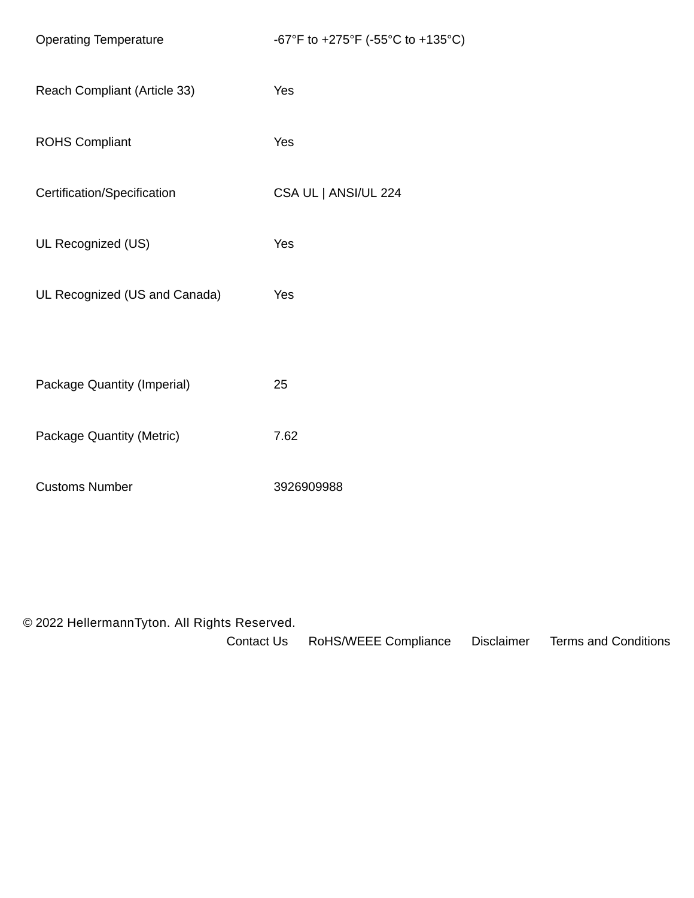| | |
|---|---|
| Operating Temperature | -67°F to +275°F (-55°C to +135°C) |
| Reach Compliant (Article 33) | Yes |
| ROHS Compliant | Yes |
| Certification/Specification | CSA UL \| ANSI/UL 224 |
| UL Recognized (US) | Yes |
| UL Recognized (US and Canada) | Yes |

| | |
|---|---|
| Package Quantity (Imperial) | 25 |
| Package Quantity (Metric) | 7.62 |
| Customs Number | 3926909988 |

© 2022 HellermannTyton. All Rights Reserved.

Contact Us RoHS/WEEE Compliance Disclaimer Terms and Conditions